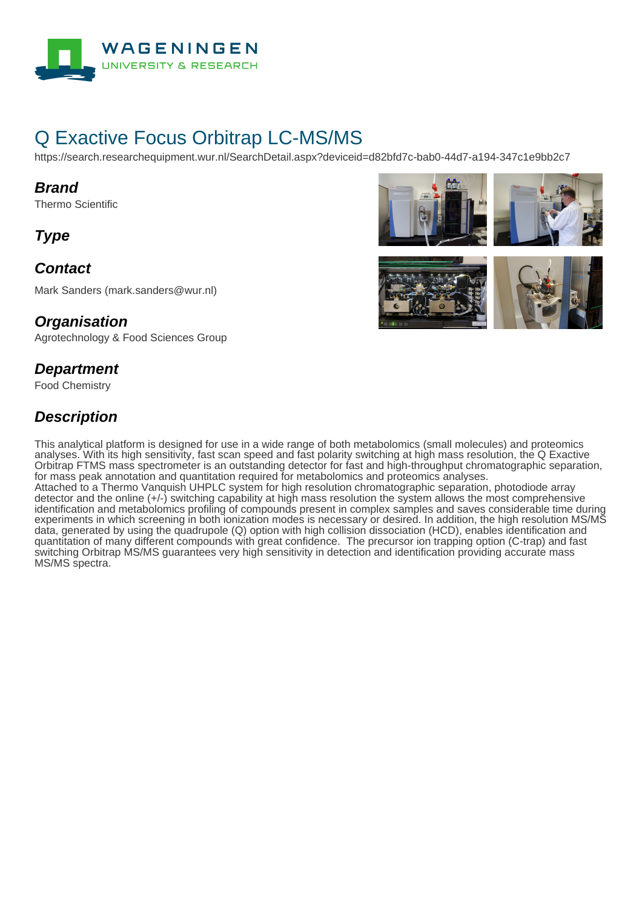# Q Exactive Focus Orbitrap LC-MS/MS

https://search.researchequipment.wur.nl/SearchDetail.aspx?deviceid=d82bfd7c-bab0-44d7-a194-347c1e9bb2c7

## Brand

Thermo Scientific

## Type

## Contact

Mark Sanders (mark.sanders@wur.nl)

## Organisation

Agrotechnology & Food Sciences Group

## Department

Food Chemistry

## Description

This analytical platform is designed for use in a wide range of both metabolomics (small molecules) and proteomics analyses. With its high sensitivity, fast scan speed and fast polarity switching at high mass resolution, the Q Exactive Orbitrap FTMS mass spectrometer is an outstanding detector for fast and high-throughput chromatographic separation, for mass peak annotation and quantitation required for metabolomics and proteomics analyses.
Attached to a Thermo Vanquish UHPLC system for high resolution chromatographic separation, photodiode array detector and the online (+/-) switching capability at high mass resolution the system allows the most comprehensive identification and metabolomics profiling of compounds present in complex samples and saves considerable time during experiments in which screening in both ionization modes is necessary or desired. In addition, the high resolution MS/MS data, generated by using the quadrupole (Q) option with high collision dissociation (HCD), enables identification and quantitation of many different compounds with great confidence.  The precursor ion trapping option (C-trap) and fast switching Orbitrap MS/MS guarantees very high sensitivity in detection and identification providing accurate mass MS/MS spectra.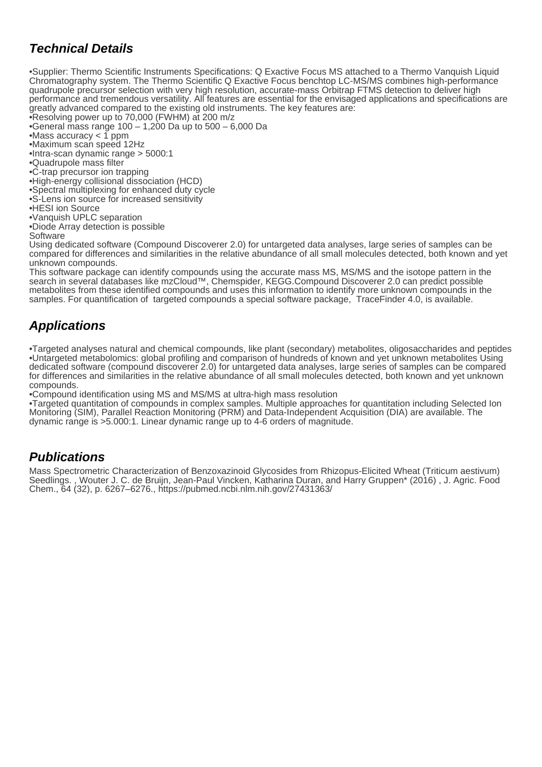## Technical Details

- Supplier: Thermo Scientific Instruments Specifications: Q Exactive Focus MS attached to a Thermo Vanquish Liquid Chromatography system. The Thermo Scientific Q Exactive Focus benchtop LC-MS/MS combines high-performance quadrupole precursor selection with very high resolution, accurate-mass Orbitrap FTMS detection to deliver high performance and tremendous versatility. All features are essential for the envisaged applications and specifications are greatly advanced compared to the existing old instruments. The key features are:
- Resolving power up to 70,000 (FWHM) at 200 m/z
- General mass range 100 – 1,200 Da up to 500 – 6,000 Da
- Mass accuracy < 1 ppm
- Maximum scan speed 12Hz
- Intra-scan dynamic range > 5000:1
- Quadrupole mass filter
- C-trap precursor ion trapping
- High-energy collisional dissociation (HCD)
- Spectral multiplexing for enhanced duty cycle
- S-Lens ion source for increased sensitivity
- HESI ion Source
- Vanquish UPLC separation
- Diode Array detection is possible

Software

Using dedicated software (Compound Discoverer 2.0) for untargeted data analyses, large series of samples can be compared for differences and similarities in the relative abundance of all small molecules detected, both known and yet unknown compounds.

This software package can identify compounds using the accurate mass MS, MS/MS and the isotope pattern in the search in several databases like mzCloud™, Chemspider, KEGG.Compound Discoverer 2.0 can predict possible metabolites from these identified compounds and uses this information to identify more unknown compounds in the samples. For quantification of targeted compounds a special software package, TraceFinder 4.0, is available.

## Applications

- Targeted analyses natural and chemical compounds, like plant (secondary) metabolites, oligosaccharides and peptides
- Untargeted metabolomics: global profiling and comparison of hundreds of known and yet unknown metabolites Using dedicated software (compound discoverer 2.0) for untargeted data analyses, large series of samples can be compared for differences and similarities in the relative abundance of all small molecules detected, both known and yet unknown compounds.
- Compound identification using MS and MS/MS at ultra-high mass resolution
- Targeted quantitation of compounds in complex samples. Multiple approaches for quantitation including Selected Ion Monitoring (SIM), Parallel Reaction Monitoring (PRM) and Data-Independent Acquisition (DIA) are available. The dynamic range is >5.000:1. Linear dynamic range up to 4-6 orders of magnitude.

## Publications

Mass Spectrometric Characterization of Benzoxazinoid Glycosides from Rhizopus-Elicited Wheat (Triticum aestivum) Seedlings. , Wouter J. C. de Bruijn, Jean-Paul Vincken, Katharina Duran, and Harry Gruppen* (2016) , J. Agric. Food Chem., 64 (32), p. 6267–6276., https://pubmed.ncbi.nlm.nih.gov/27431363/